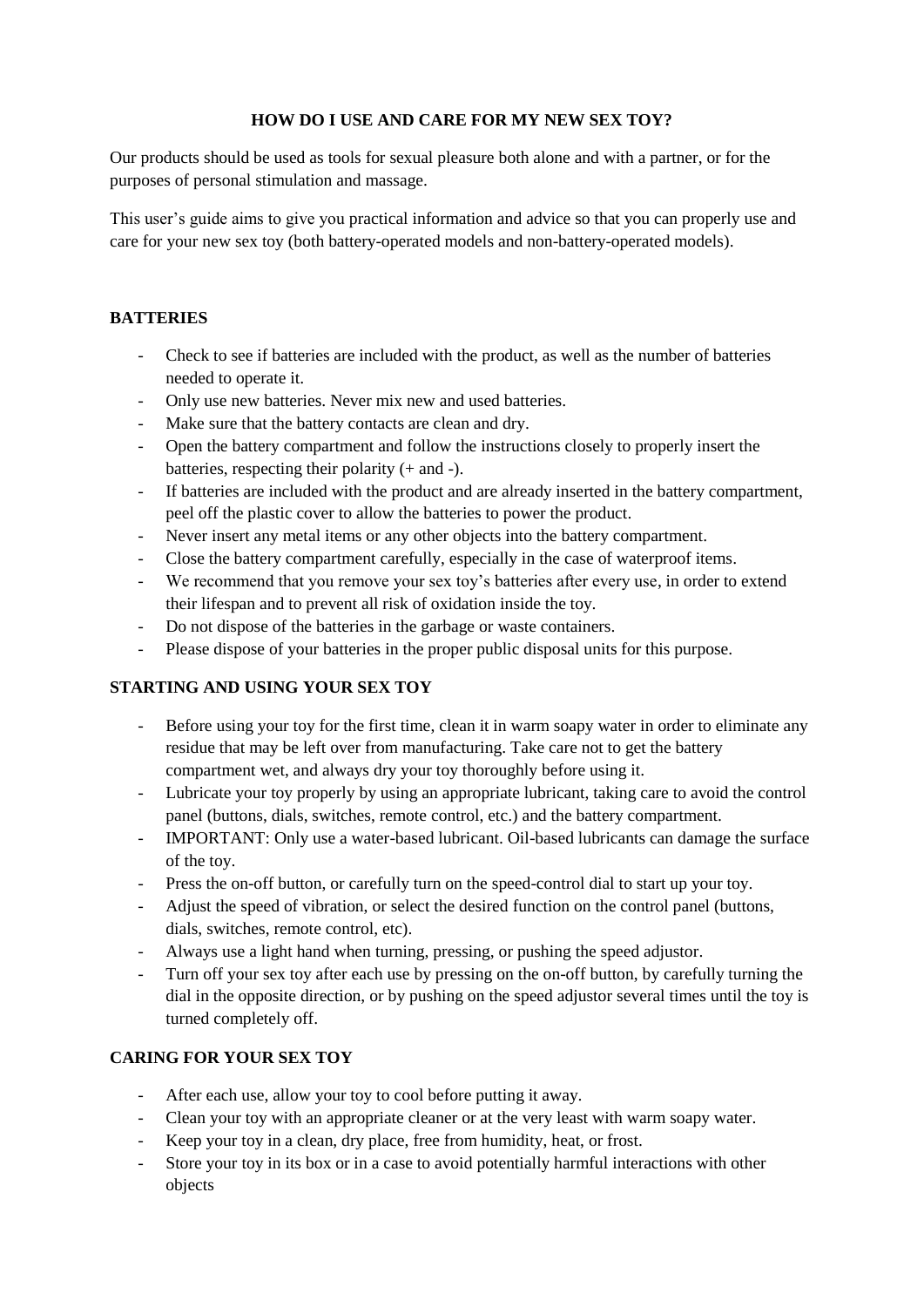# HOW DO I USE AND CARE FOR MY NEW SEX TOY?

Our products should be used as tools for sexual pleasure both alone and with a partner, or for the purposes of personal stimulation and massage.

This user's guide aims to give you practical information and advice so that you can properly use and care for your new sex toy (both battery-operated models and non-battery-operated models).

## BATTERIES

- Check to see if batteries are included with the product, as well as the number of batteries needed to operate it.
- Only use new batteries. Never mix new and used batteries.
- Make sure that the battery contacts are clean and dry.
- Open the battery compartment and follow the instructions closely to properly insert the batteries, respecting their polarity (+ and -).
- If batteries are included with the product and are already inserted in the battery compartment, peel off the plastic cover to allow the batteries to power the product.
- Never insert any metal items or any other objects into the battery compartment.
- Close the battery compartment carefully, especially in the case of waterproof items.
- We recommend that you remove your sex toy's batteries after every use, in order to extend their lifespan and to prevent all risk of oxidation inside the toy.
- Do not dispose of the batteries in the garbage or waste containers.
- Please dispose of your batteries in the proper public disposal units for this purpose.

## STARTING AND USING YOUR SEX TOY

- Before using your toy for the first time, clean it in warm soapy water in order to eliminate any residue that may be left over from manufacturing. Take care not to get the battery compartment wet, and always dry your toy thoroughly before using it.
- Lubricate your toy properly by using an appropriate lubricant, taking care to avoid the control panel (buttons, dials, switches, remote control, etc.) and the battery compartment.
- IMPORTANT: Only use a water-based lubricant. Oil-based lubricants can damage the surface of the toy.
- Press the on-off button, or carefully turn on the speed-control dial to start up your toy.
- Adjust the speed of vibration, or select the desired function on the control panel (buttons, dials, switches, remote control, etc).
- Always use a light hand when turning, pressing, or pushing the speed adjustor.
- Turn off your sex toy after each use by pressing on the on-off button, by carefully turning the dial in the opposite direction, or by pushing on the speed adjustor several times until the toy is turned completely off.

## CARING FOR YOUR SEX TOY

- After each use, allow your toy to cool before putting it away.
- Clean your toy with an appropriate cleaner or at the very least with warm soapy water.
- Keep your toy in a clean, dry place, free from humidity, heat, or frost.
- Store your toy in its box or in a case to avoid potentially harmful interactions with other objects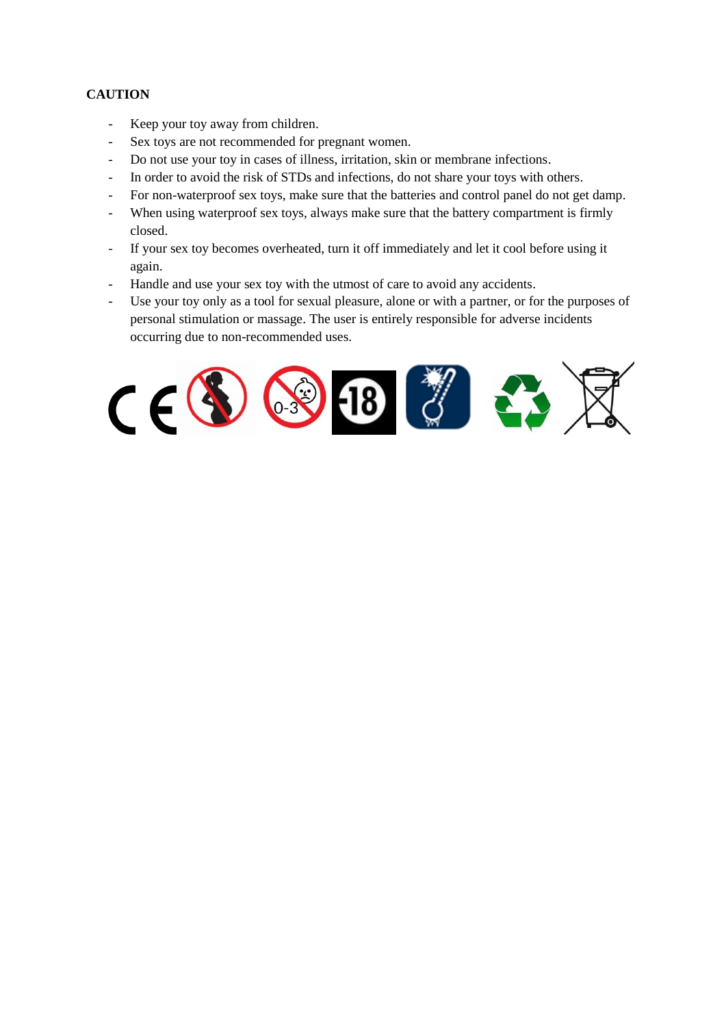**CAUTION**

- Keep your toy away from children.
- Sex toys are not recommended for pregnant women.
- Do not use your toy in cases of illness, irritation, skin or membrane infections.
- In order to avoid the risk of STDs and infections, do not share your toys with others.
- For non-waterproof sex toys, make sure that the batteries and control panel do not get damp.
- When using waterproof sex toys, always make sure that the battery compartment is firmly closed.
- If your sex toy becomes overheated, turn it off immediately and let it cool before using it again.
- Handle and use your sex toy with the utmost of care to avoid any accidents.
- Use your toy only as a tool for sexual pleasure, alone or with a partner, or for the purposes of personal stimulation or massage. The user is entirely responsible for adverse incidents occurring due to non-recommended uses.

CE 0-3 -18